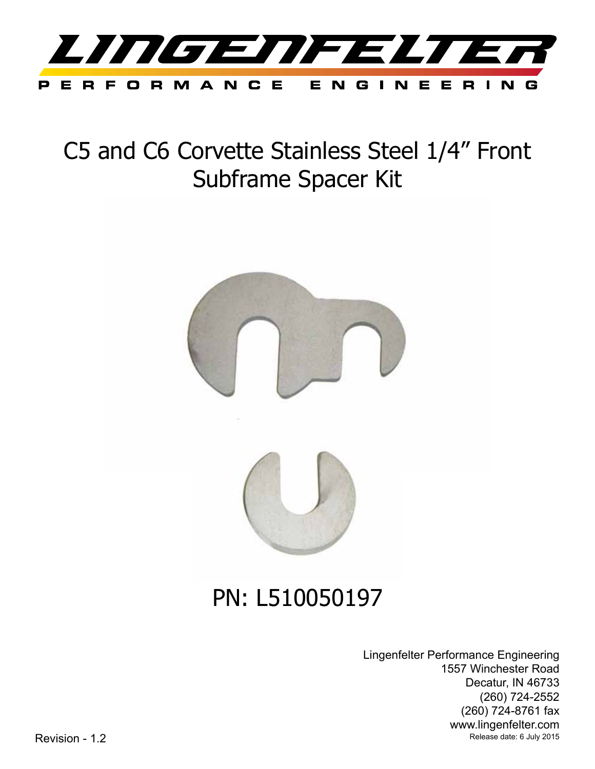LINGENFELTER

PERFORMANCE ENGINEERING

# C5 and C6 Corvette Stainless Steel 1/4" Front Subframe Spacer Kit

## PN: L510050197

Lingenfelter Performance Engineering
1557 Winchester Road
Decatur, IN 46733
(260) 724-2552
(260) 724-8761 fax
www.lingenfelter.com
Release date: 6 July 2015

Revision - 1.2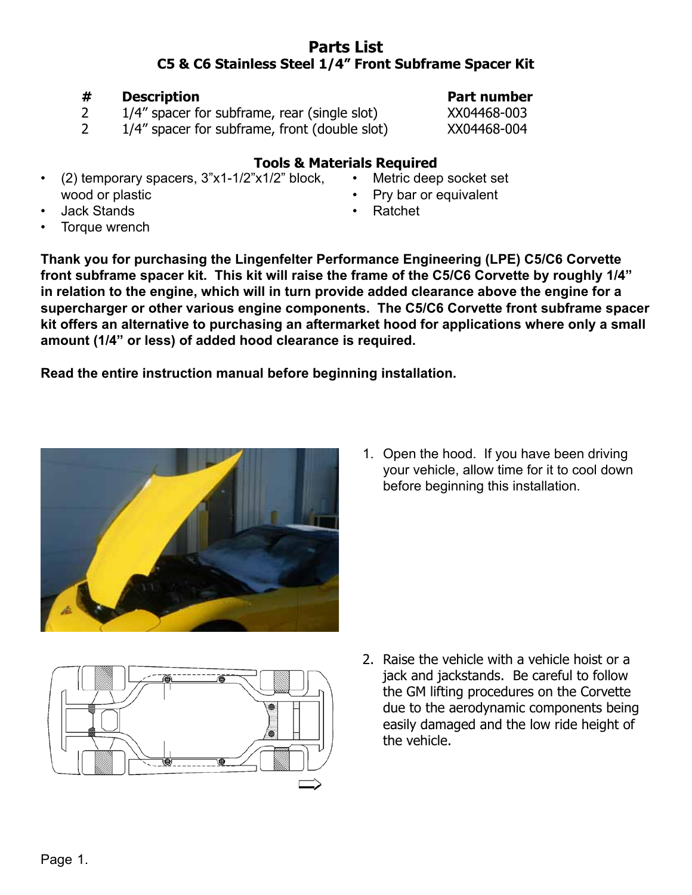# Parts List

## C5 & C6 Stainless Steel 1/4" Front Subframe Spacer Kit

| # | Description | Part number |
|---|---|---|
| 2 | 1/4" spacer for subframe, rear (single slot) | XX04468-003 |
| 2 | 1/4" spacer for subframe, front (double slot) | XX04468-004 |

### Tools & Materials Required

- (2) temporary spacers, 3"x1-1/2"x1/2" block, wood or plastic
- Jack Stands
- Torque wrench
- Metric deep socket set
- Pry bar or equivalent
- Ratchet

**Thank you for purchasing the Lingenfelter Performance Engineering (LPE) C5/C6 Corvette front subframe spacer kit. This kit will raise the frame of the C5/C6 Corvette by roughly 1/4" in relation to the engine, which will in turn provide added clearance above the engine for a supercharger or other various engine components. The C5/C6 Corvette front subframe spacer kit offers an alternative to purchasing an aftermarket hood for applications where only a small amount (1/4" or less) of added hood clearance is required.**

**Read the entire instruction manual before beginning installation.**

1. Open the hood. If you have been driving your vehicle, allow time for it to cool down before beginning this installation.

2. Raise the vehicle with a vehicle hoist or a jack and jackstands. Be careful to follow the GM lifting procedures on the Corvette due to the aerodynamic components being easily damaged and the low ride height of the vehicle.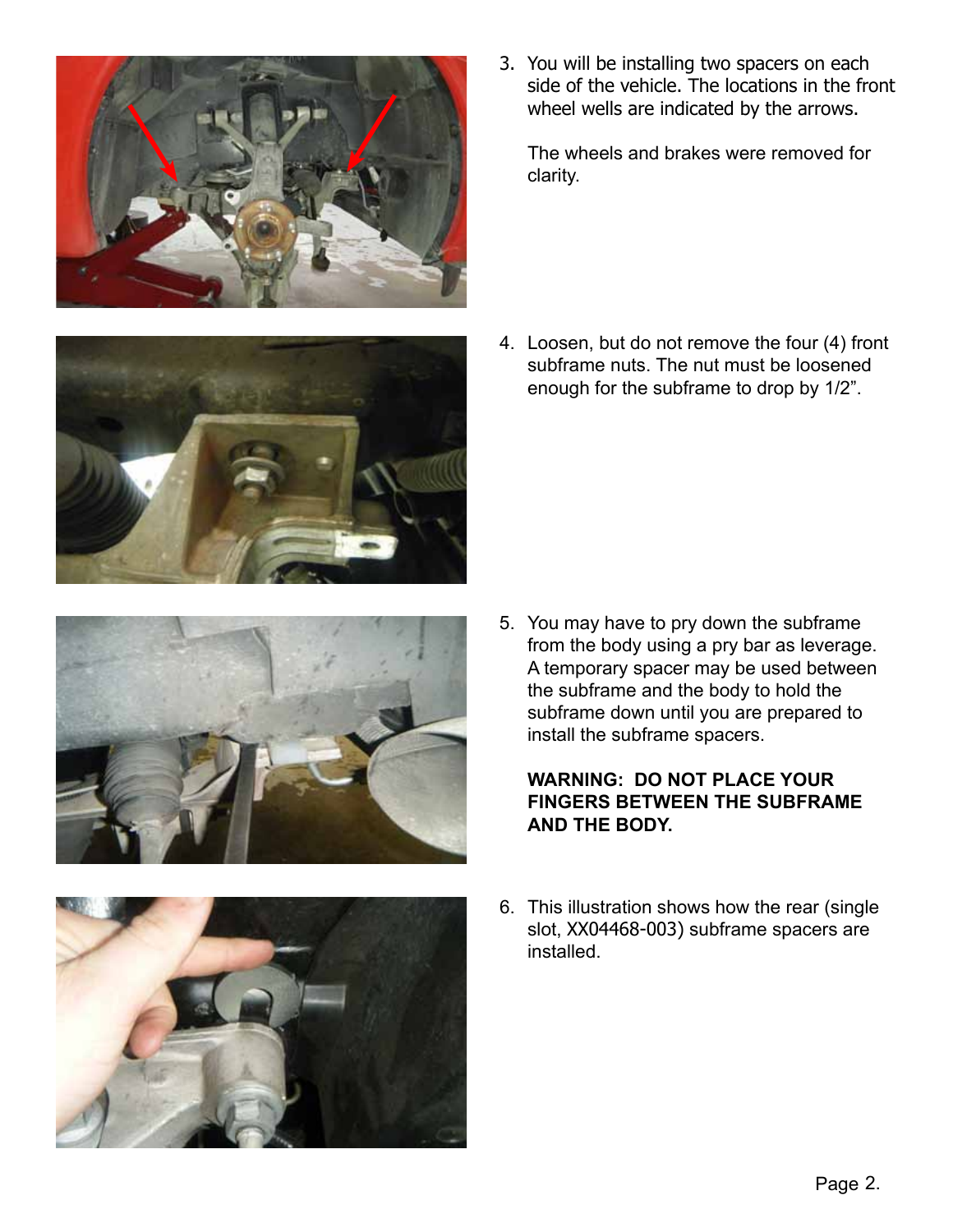3. You will be installing two spacers on each side of the vehicle. The locations in the front wheel wells are indicated by the arrows.

   The wheels and brakes were removed for clarity.

4. Loosen, but do not remove the four (4) front subframe nuts. The nut must be loosened enough for the subframe to drop by 1/2”.

5. You may have to pry down the subframe from the body using a pry bar as leverage. A temporary spacer may be used between the subframe and the body to hold the subframe down until you are prepared to install the subframe spacers.

   **WARNING: DO NOT PLACE YOUR FINGERS BETWEEN THE SUBFRAME AND THE BODY.**

6. This illustration shows how the rear (single slot, XX04468-003) subframe spacers are installed.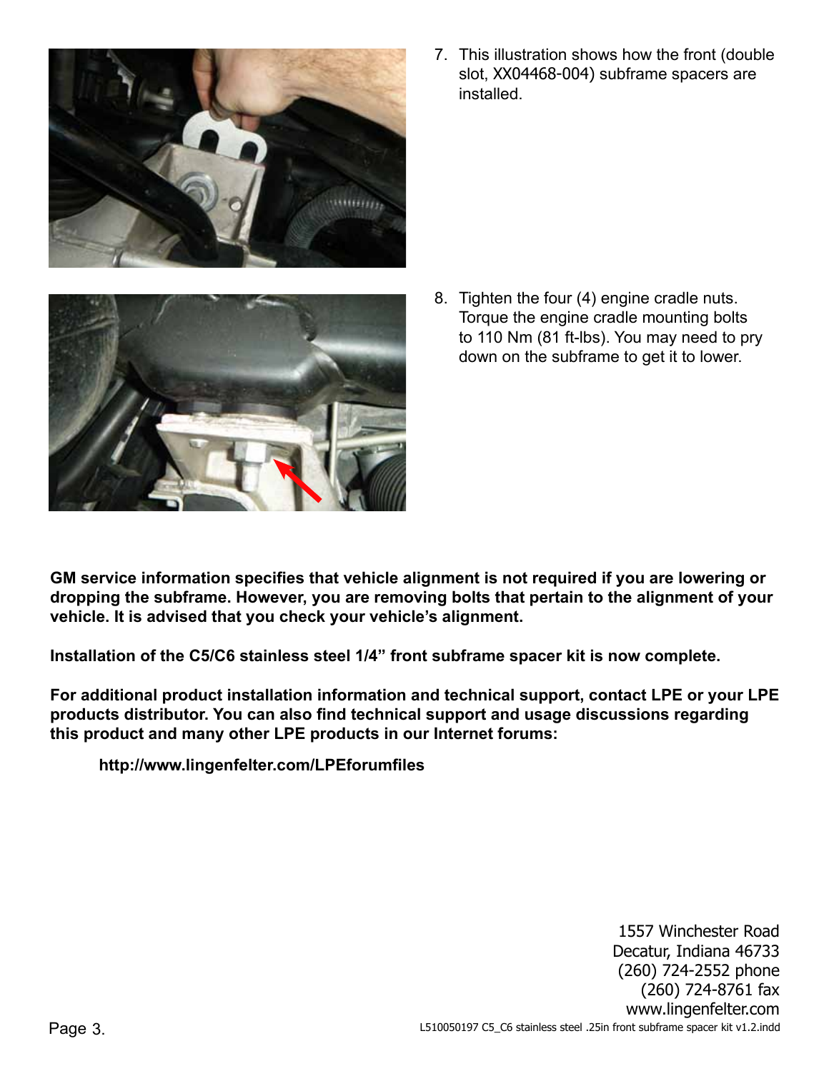7. This illustration shows how the front (double slot, XX04468-004) subframe spacers are installed.

8. Tighten the four (4) engine cradle nuts. Torque the engine cradle mounting bolts to 110 Nm (81 ft-lbs). You may need to pry down on the subframe to get it to lower.

**GM service information specifies that vehicle alignment is not required if you are lowering or dropping the subframe. However, you are removing bolts that pertain to the alignment of your vehicle. It is advised that you check your vehicle's alignment.**

**Installation of the C5/C6 stainless steel 1/4" front subframe spacer kit is now complete.**

**For additional product installation information and technical support, contact LPE or your LPE products distributor. You can also find technical support and usage discussions regarding this product and many other LPE products in our Internet forums:**

**http://www.lingenfelter.com/LPEforumfiles**

1557 Winchester Road
Decatur, Indiana 46733
(260) 724-2552 phone
(260) 724-8761 fax
www.lingenfelter.com